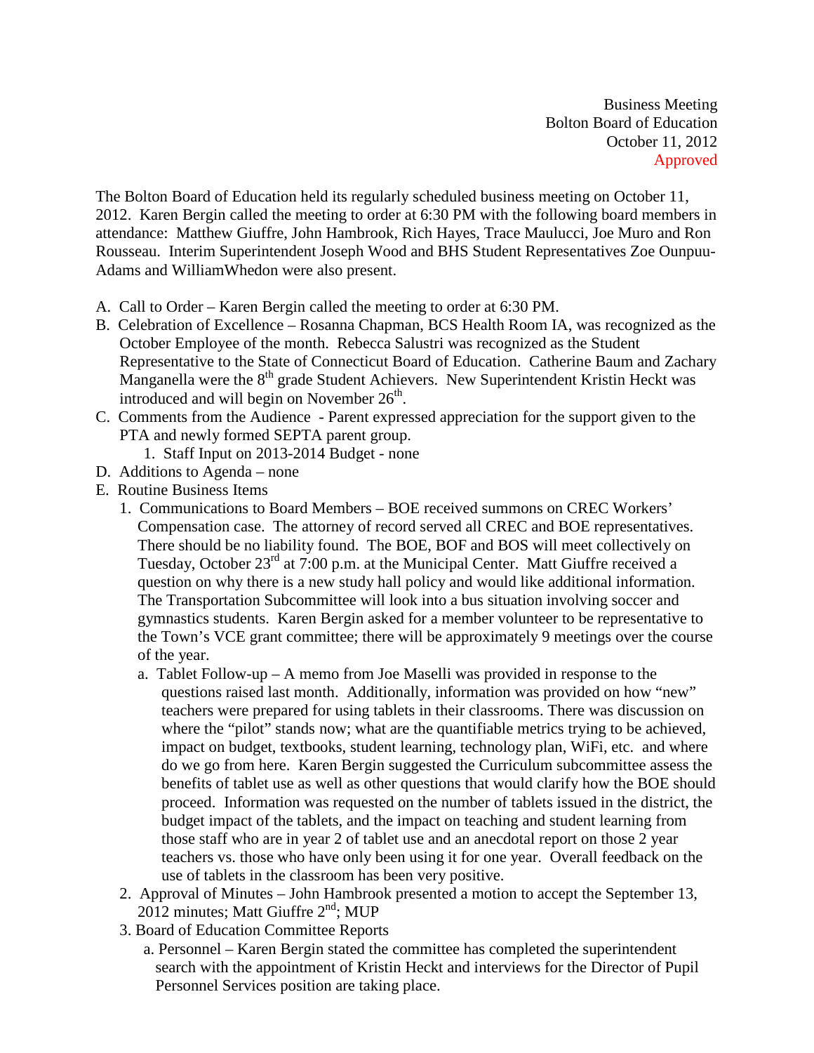Business Meeting
Bolton Board of Education
October 11, 2012
Approved

The Bolton Board of Education held its regularly scheduled business meeting on October 11, 2012. Karen Bergin called the meeting to order at 6:30 PM with the following board members in attendance: Matthew Giuffre, John Hambrook, Rich Hayes, Trace Maulucci, Joe Muro and Ron Rousseau. Interim Superintendent Joseph Wood and BHS Student Representatives Zoe Ounpuu-Adams and WilliamWhedon were also present.

A. Call to Order – Karen Bergin called the meeting to order at 6:30 PM.
B. Celebration of Excellence – Rosanna Chapman, BCS Health Room IA, was recognized as the October Employee of the month. Rebecca Salustri was recognized as the Student Representative to the State of Connecticut Board of Education. Catherine Baum and Zachary Manganella were the 8th grade Student Achievers. New Superintendent Kristin Heckt was introduced and will begin on November 26th.
C. Comments from the Audience - Parent expressed appreciation for the support given to the PTA and newly formed SEPTA parent group.
    1. Staff Input on 2013-2014 Budget - none
D. Additions to Agenda – none
E. Routine Business Items
    1. Communications to Board Members – BOE received summons on CREC Workers' Compensation case. The attorney of record served all CREC and BOE representatives. There should be no liability found. The BOE, BOF and BOS will meet collectively on Tuesday, October 23rd at 7:00 p.m. at the Municipal Center. Matt Giuffre received a question on why there is a new study hall policy and would like additional information. The Transportation Subcommittee will look into a bus situation involving soccer and gymnastics students. Karen Bergin asked for a member volunteer to be representative to the Town's VCE grant committee; there will be approximately 9 meetings over the course of the year.
        a. Tablet Follow-up – A memo from Joe Maselli was provided in response to the questions raised last month. Additionally, information was provided on how "new" teachers were prepared for using tablets in their classrooms. There was discussion on where the "pilot" stands now; what are the quantifiable metrics trying to be achieved, impact on budget, textbooks, student learning, technology plan, WiFi, etc. and where do we go from here. Karen Bergin suggested the Curriculum subcommittee assess the benefits of tablet use as well as other questions that would clarify how the BOE should proceed. Information was requested on the number of tablets issued in the district, the budget impact of the tablets, and the impact on teaching and student learning from those staff who are in year 2 of tablet use and an anecdotal report on those 2 year teachers vs. those who have only been using it for one year. Overall feedback on the use of tablets in the classroom has been very positive.
    2. Approval of Minutes – John Hambrook presented a motion to accept the September 13, 2012 minutes; Matt Giuffre 2nd; MUP
    3. Board of Education Committee Reports
        a. Personnel – Karen Bergin stated the committee has completed the superintendent search with the appointment of Kristin Heckt and interviews for the Director of Pupil Personnel Services position are taking place.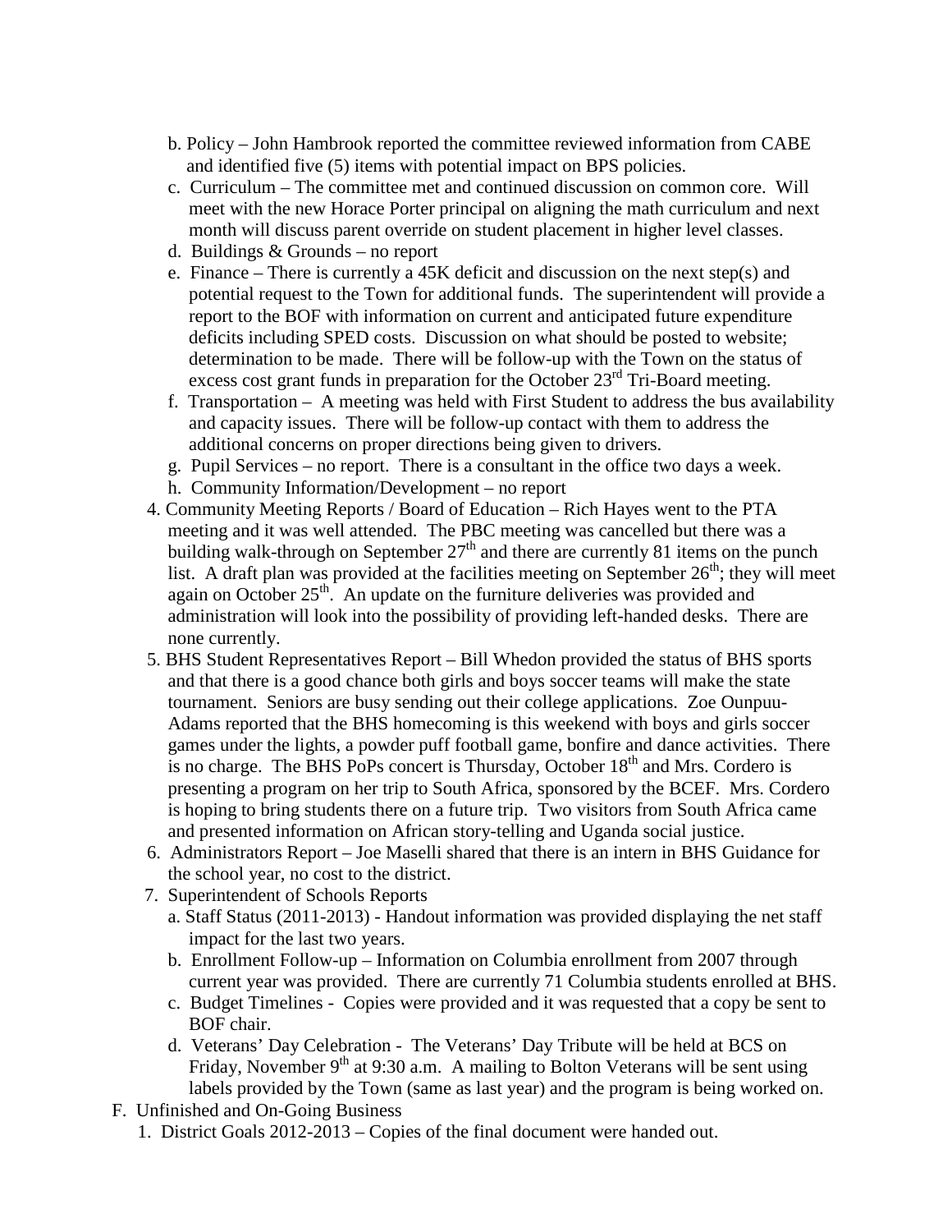b. Policy – John Hambrook reported the committee reviewed information from CABE and identified five (5) items with potential impact on BPS policies.

c. Curriculum – The committee met and continued discussion on common core. Will meet with the new Horace Porter principal on aligning the math curriculum and next month will discuss parent override on student placement in higher level classes.

d. Buildings & Grounds – no report

e. Finance – There is currently a 45K deficit and discussion on the next step(s) and potential request to the Town for additional funds. The superintendent will provide a report to the BOF with information on current and anticipated future expenditure deficits including SPED costs. Discussion on what should be posted to website; determination to be made. There will be follow-up with the Town on the status of excess cost grant funds in preparation for the October 23rd Tri-Board meeting.

f. Transportation – A meeting was held with First Student to address the bus availability and capacity issues. There will be follow-up contact with them to address the additional concerns on proper directions being given to drivers.

g. Pupil Services – no report. There is a consultant in the office two days a week.

h. Community Information/Development – no report

4. Community Meeting Reports / Board of Education – Rich Hayes went to the PTA meeting and it was well attended. The PBC meeting was cancelled but there was a building walk-through on September 27th and there are currently 81 items on the punch list. A draft plan was provided at the facilities meeting on September 26th; they will meet again on October 25th. An update on the furniture deliveries was provided and administration will look into the possibility of providing left-handed desks. There are none currently.

5. BHS Student Representatives Report – Bill Whedon provided the status of BHS sports and that there is a good chance both girls and boys soccer teams will make the state tournament. Seniors are busy sending out their college applications. Zoe Ounpuu-Adams reported that the BHS homecoming is this weekend with boys and girls soccer games under the lights, a powder puff football game, bonfire and dance activities. There is no charge. The BHS PoPs concert is Thursday, October 18th and Mrs. Cordero is presenting a program on her trip to South Africa, sponsored by the BCEF. Mrs. Cordero is hoping to bring students there on a future trip. Two visitors from South Africa came and presented information on African story-telling and Uganda social justice.

6. Administrators Report – Joe Maselli shared that there is an intern in BHS Guidance for the school year, no cost to the district.

7. Superintendent of Schools Reports

a. Staff Status (2011-2013) - Handout information was provided displaying the net staff impact for the last two years.

b. Enrollment Follow-up – Information on Columbia enrollment from 2007 through current year was provided. There are currently 71 Columbia students enrolled at BHS.

c. Budget Timelines - Copies were provided and it was requested that a copy be sent to BOF chair.

d. Veterans' Day Celebration - The Veterans' Day Tribute will be held at BCS on Friday, November 9th at 9:30 a.m. A mailing to Bolton Veterans will be sent using labels provided by the Town (same as last year) and the program is being worked on.

F. Unfinished and On-Going Business

1. District Goals 2012-2013 – Copies of the final document were handed out.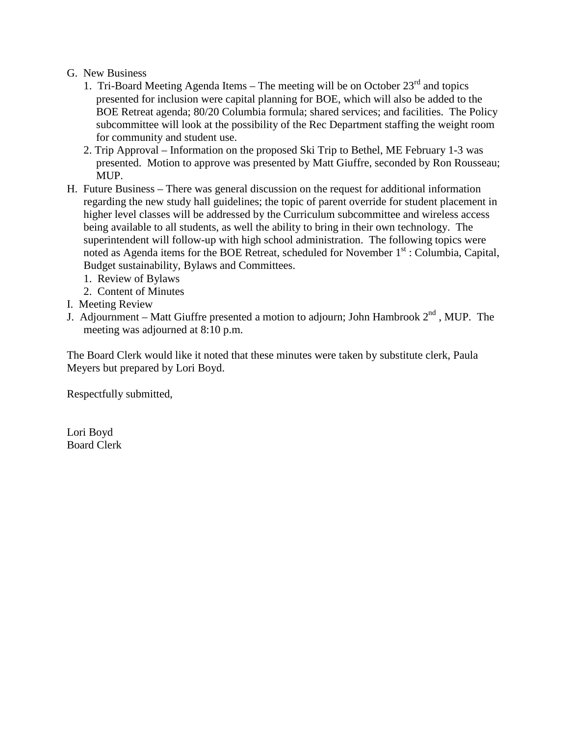G. New Business
   1. Tri-Board Meeting Agenda Items – The meeting will be on October 23rd and topics presented for inclusion were capital planning for BOE, which will also be added to the BOE Retreat agenda; 80/20 Columbia formula; shared services; and facilities. The Policy subcommittee will look at the possibility of the Rec Department staffing the weight room for community and student use.
   2. Trip Approval – Information on the proposed Ski Trip to Bethel, ME February 1-3 was presented. Motion to approve was presented by Matt Giuffre, seconded by Ron Rousseau; MUP.

H. Future Business – There was general discussion on the request for additional information regarding the new study hall guidelines; the topic of parent override for student placement in higher level classes will be addressed by the Curriculum subcommittee and wireless access being available to all students, as well the ability to bring in their own technology. The superintendent will follow-up with high school administration. The following topics were noted as Agenda items for the BOE Retreat, scheduled for November 1st : Columbia, Capital, Budget sustainability, Bylaws and Committees.
   1. Review of Bylaws
   2. Content of Minutes

I. Meeting Review

J. Adjournment – Matt Giuffre presented a motion to adjourn; John Hambrook 2nd , MUP. The meeting was adjourned at 8:10 p.m.

The Board Clerk would like it noted that these minutes were taken by substitute clerk, Paula Meyers but prepared by Lori Boyd.

Respectfully submitted,

Lori Boyd
Board Clerk